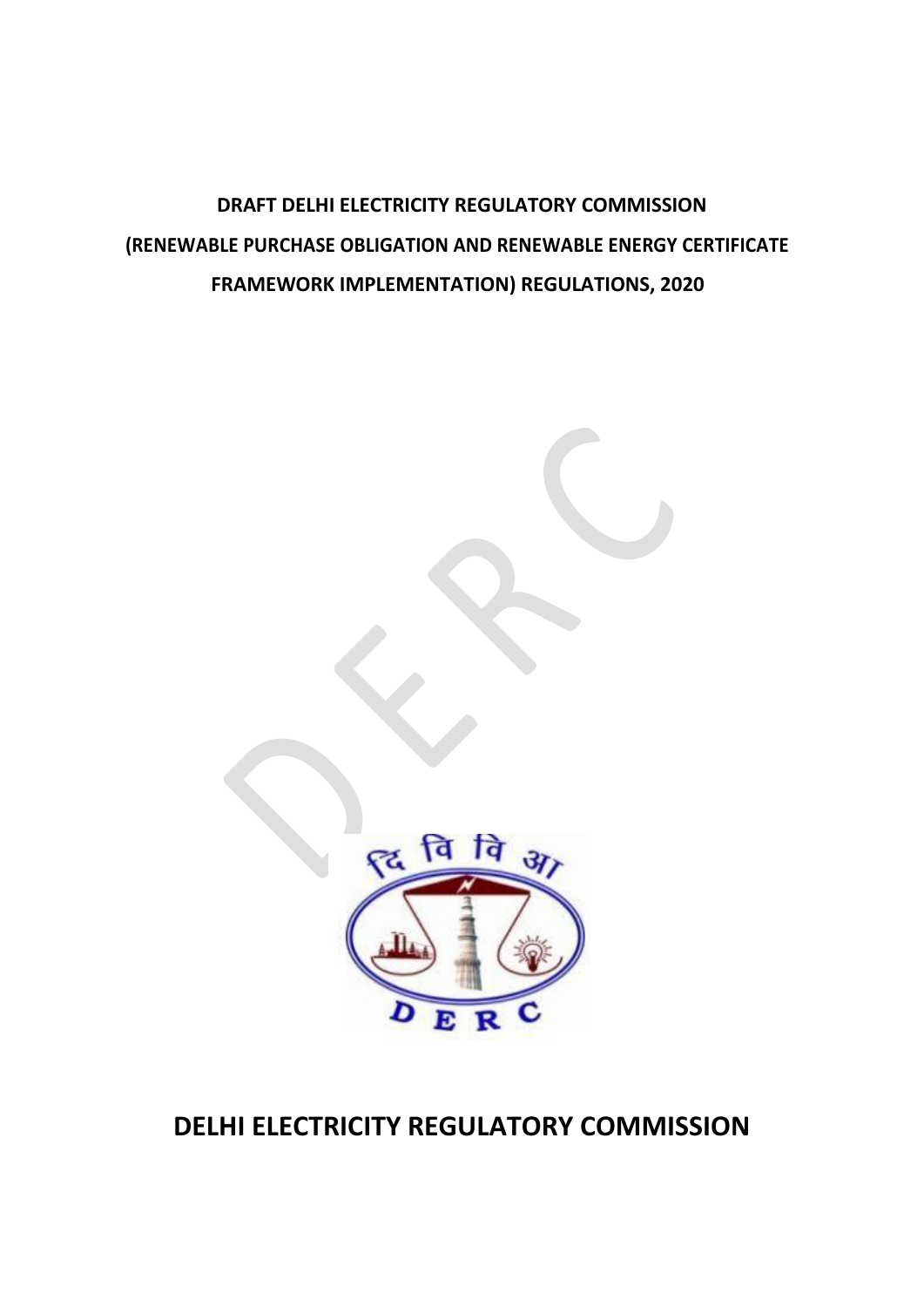**DRAFT DELHI ELECTRICITY REGULATORY COMMISSION**

**(RENEWABLE PURCHASE OBLIGATION AND RENEWABLE ENERGY CERTIFICATE FRAMEWORK IMPLEMENTATION) REGULATIONS, 2020**

# DELHI ELECTRICITY REGULATORY COMMISSION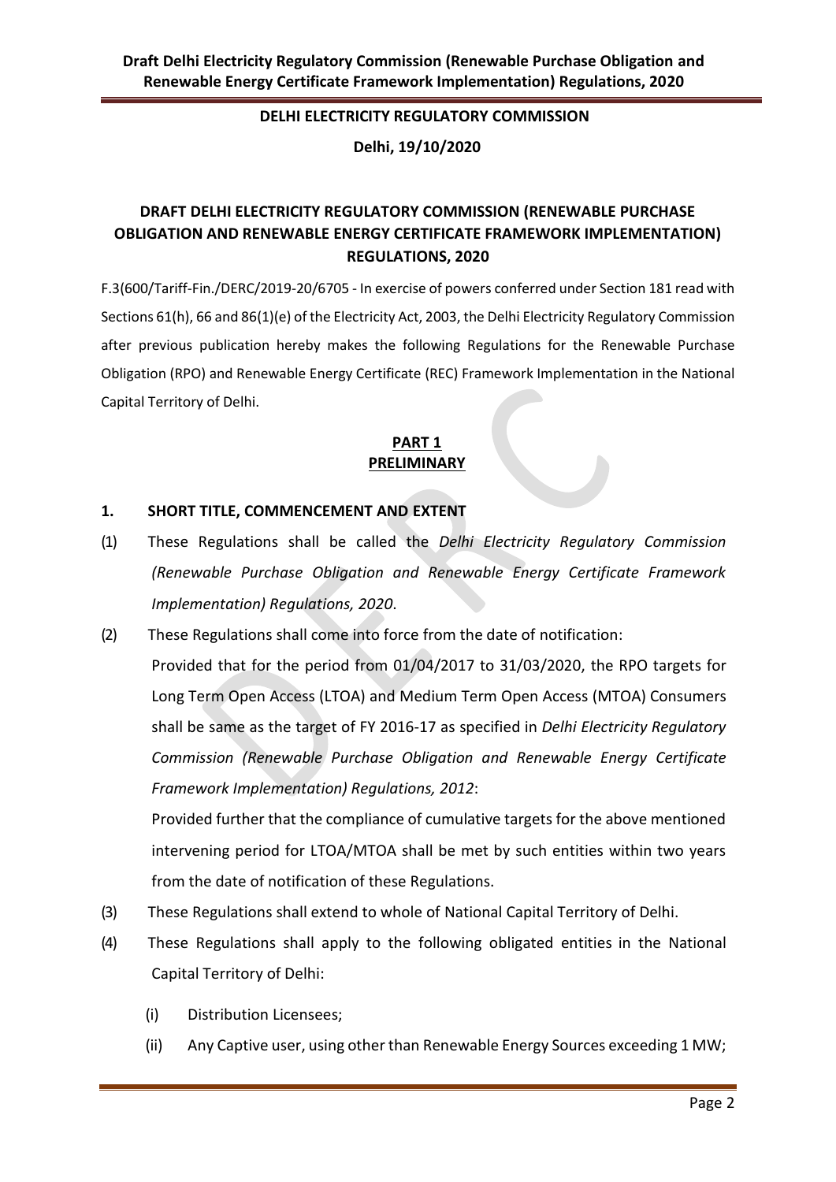**DELHI ELECTRICITY REGULATORY COMMISSION**

**Delhi, 19/10/2020**

# DRAFT DELHI ELECTRICITY REGULATORY COMMISSION (RENEWABLE PURCHASE OBLIGATION AND RENEWABLE ENERGY CERTIFICATE FRAMEWORK IMPLEMENTATION) REGULATIONS, 2020

F.3(600/Tariff-Fin./DERC/2019-20/6705 - In exercise of powers conferred under Section 181 read with Sections 61(h), 66 and 86(1)(e) of the Electricity Act, 2003, the Delhi Electricity Regulatory Commission after previous publication hereby makes the following Regulations for the Renewable Purchase Obligation (RPO) and Renewable Energy Certificate (REC) Framework Implementation in the National Capital Territory of Delhi.

## PART 1
## PRELIMINARY

### 1. SHORT TITLE, COMMENCEMENT AND EXTENT

(1) These Regulations shall be called the *Delhi Electricity Regulatory Commission (Renewable Purchase Obligation and Renewable Energy Certificate Framework Implementation) Regulations, 2020*.

(2) These Regulations shall come into force from the date of notification:

Provided that for the period from 01/04/2017 to 31/03/2020, the RPO targets for Long Term Open Access (LTOA) and Medium Term Open Access (MTOA) Consumers shall be same as the target of FY 2016-17 as specified in *Delhi Electricity Regulatory Commission (Renewable Purchase Obligation and Renewable Energy Certificate Framework Implementation) Regulations, 2012*:

Provided further that the compliance of cumulative targets for the above mentioned intervening period for LTOA/MTOA shall be met by such entities within two years from the date of notification of these Regulations.

(3) These Regulations shall extend to whole of National Capital Territory of Delhi.

(4) These Regulations shall apply to the following obligated entities in the National Capital Territory of Delhi:

(i) Distribution Licensees;

(ii) Any Captive user, using other than Renewable Energy Sources exceeding 1 MW;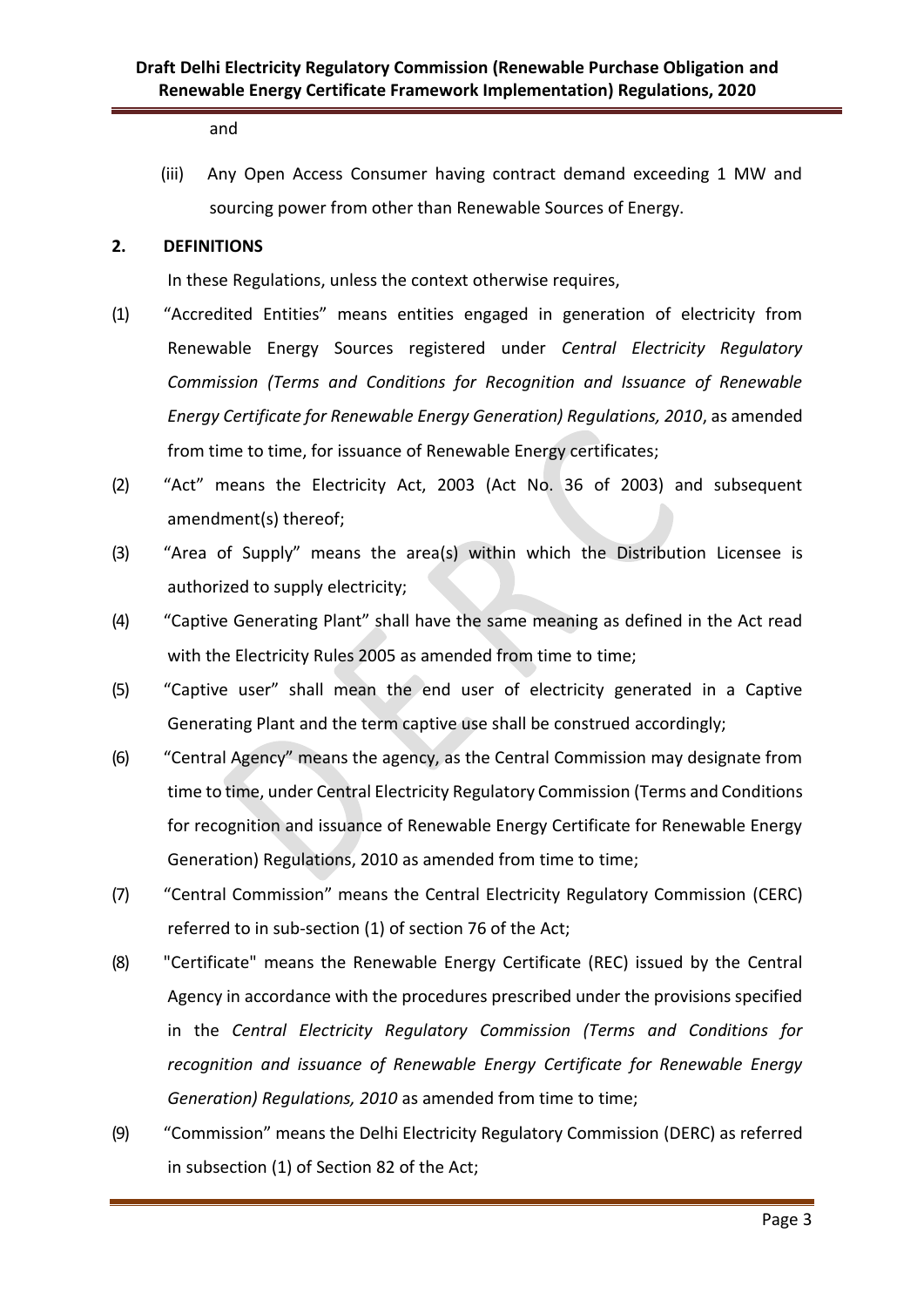and

(iii) Any Open Access Consumer having contract demand exceeding 1 MW and sourcing power from other than Renewable Sources of Energy.

## 2. DEFINITIONS

In these Regulations, unless the context otherwise requires,

(1) "Accredited Entities" means entities engaged in generation of electricity from Renewable Energy Sources registered under *Central Electricity Regulatory Commission (Terms and Conditions for Recognition and Issuance of Renewable Energy Certificate for Renewable Energy Generation) Regulations, 2010*, as amended from time to time, for issuance of Renewable Energy certificates;

(2) "Act" means the Electricity Act, 2003 (Act No. 36 of 2003) and subsequent amendment(s) thereof;

(3) "Area of Supply" means the area(s) within which the Distribution Licensee is authorized to supply electricity;

(4) "Captive Generating Plant" shall have the same meaning as defined in the Act read with the Electricity Rules 2005 as amended from time to time;

(5) "Captive user" shall mean the end user of electricity generated in a Captive Generating Plant and the term captive use shall be construed accordingly;

(6) "Central Agency" means the agency, as the Central Commission may designate from time to time, under Central Electricity Regulatory Commission (Terms and Conditions for recognition and issuance of Renewable Energy Certificate for Renewable Energy Generation) Regulations, 2010 as amended from time to time;

(7) "Central Commission" means the Central Electricity Regulatory Commission (CERC) referred to in sub-section (1) of section 76 of the Act;

(8) "Certificate" means the Renewable Energy Certificate (REC) issued by the Central Agency in accordance with the procedures prescribed under the provisions specified in the *Central Electricity Regulatory Commission (Terms and Conditions for recognition and issuance of Renewable Energy Certificate for Renewable Energy Generation) Regulations, 2010* as amended from time to time;

(9) "Commission" means the Delhi Electricity Regulatory Commission (DERC) as referred in subsection (1) of Section 82 of the Act;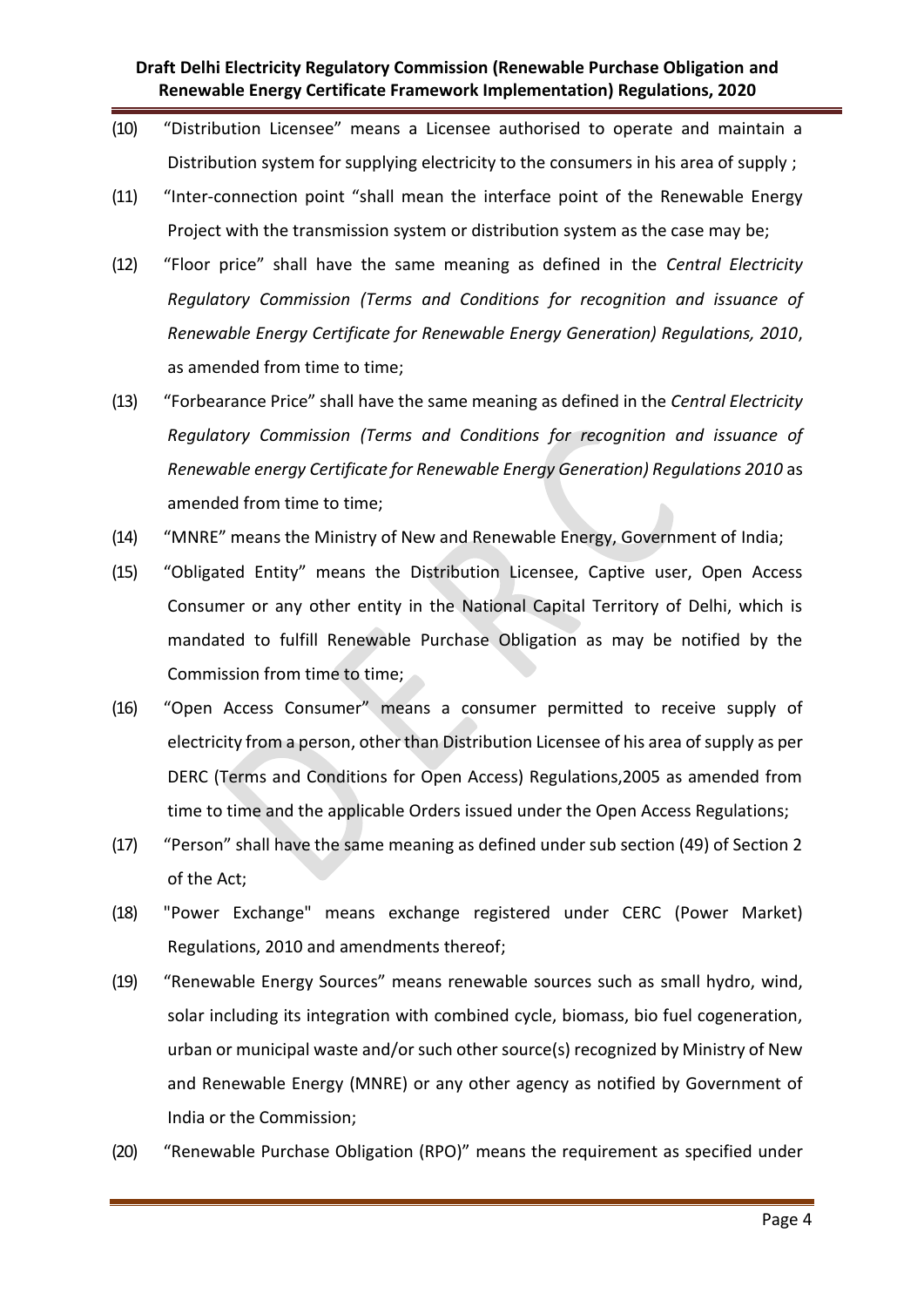(10) "Distribution Licensee" means a Licensee authorised to operate and maintain a Distribution system for supplying electricity to the consumers in his area of supply ;

(11) "Inter-connection point "shall mean the interface point of the Renewable Energy Project with the transmission system or distribution system as the case may be;

(12) "Floor price" shall have the same meaning as defined in the *Central Electricity Regulatory Commission (Terms and Conditions for recognition and issuance of Renewable Energy Certificate for Renewable Energy Generation) Regulations, 2010*, as amended from time to time;

(13) "Forbearance Price" shall have the same meaning as defined in the *Central Electricity Regulatory Commission (Terms and Conditions for recognition and issuance of Renewable energy Certificate for Renewable Energy Generation) Regulations 2010* as amended from time to time;

(14) "MNRE" means the Ministry of New and Renewable Energy, Government of India;

(15) "Obligated Entity" means the Distribution Licensee, Captive user, Open Access Consumer or any other entity in the National Capital Territory of Delhi, which is mandated to fulfill Renewable Purchase Obligation as may be notified by the Commission from time to time;

(16) "Open Access Consumer" means a consumer permitted to receive supply of electricity from a person, other than Distribution Licensee of his area of supply as per DERC (Terms and Conditions for Open Access) Regulations,2005 as amended from time to time and the applicable Orders issued under the Open Access Regulations;

(17) "Person" shall have the same meaning as defined under sub section (49) of Section 2 of the Act;

(18) "Power Exchange" means exchange registered under CERC (Power Market) Regulations, 2010 and amendments thereof;

(19) "Renewable Energy Sources" means renewable sources such as small hydro, wind, solar including its integration with combined cycle, biomass, bio fuel cogeneration, urban or municipal waste and/or such other source(s) recognized by Ministry of New and Renewable Energy (MNRE) or any other agency as notified by Government of India or the Commission;

(20) "Renewable Purchase Obligation (RPO)" means the requirement as specified under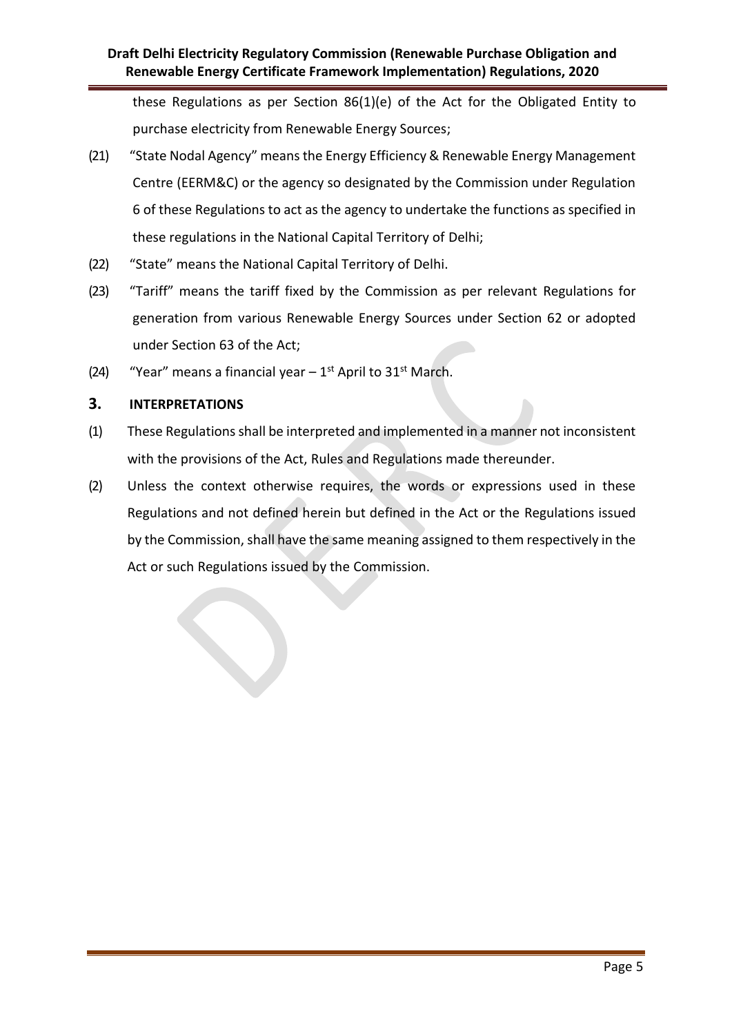these Regulations as per Section 86(1)(e) of the Act for the Obligated Entity to purchase electricity from Renewable Energy Sources;

(21) "State Nodal Agency" means the Energy Efficiency & Renewable Energy Management Centre (EERM&C) or the agency so designated by the Commission under Regulation 6 of these Regulations to act as the agency to undertake the functions as specified in these regulations in the National Capital Territory of Delhi;

(22) "State" means the National Capital Territory of Delhi.

(23) "Tariff" means the tariff fixed by the Commission as per relevant Regulations for generation from various Renewable Energy Sources under Section 62 or adopted under Section 63 of the Act;

(24) "Year" means a financial year – 1st April to 31st March.

## 3. INTERPRETATIONS

(1) These Regulations shall be interpreted and implemented in a manner not inconsistent with the provisions of the Act, Rules and Regulations made thereunder.

(2) Unless the context otherwise requires, the words or expressions used in these Regulations and not defined herein but defined in the Act or the Regulations issued by the Commission, shall have the same meaning assigned to them respectively in the Act or such Regulations issued by the Commission.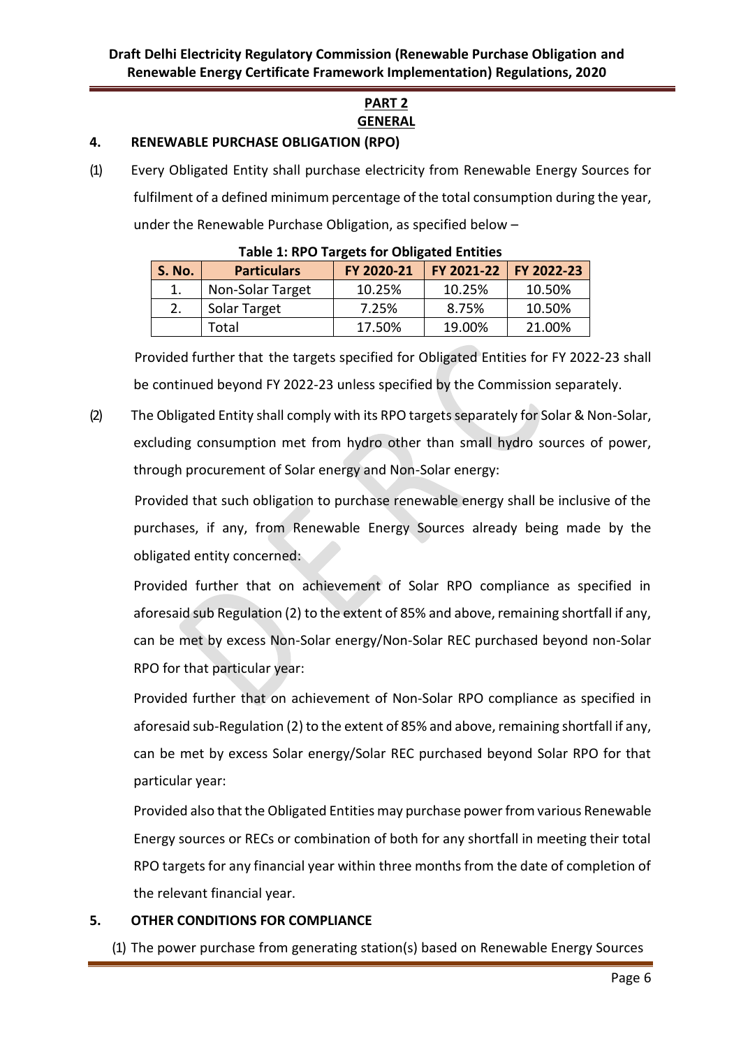## PART 2
## GENERAL

### 4. RENEWABLE PURCHASE OBLIGATION (RPO)

(1) Every Obligated Entity shall purchase electricity from Renewable Energy Sources for fulfilment of a defined minimum percentage of the total consumption during the year, under the Renewable Purchase Obligation, as specified below –

**Table 1: RPO Targets for Obligated Entities**

| S. No. | Particulars | FY 2020-21 | FY 2021-22 | FY 2022-23 |
|---|---|---|---|---|
| 1. | Non-Solar Target | 10.25% | 10.25% | 10.50% |
| 2. | Solar Target | 7.25% | 8.75% | 10.50% |
| | Total | 17.50% | 19.00% | 21.00% |

Provided further that the targets specified for Obligated Entities for FY 2022-23 shall be continued beyond FY 2022-23 unless specified by the Commission separately.

(2) The Obligated Entity shall comply with its RPO targets separately for Solar & Non-Solar, excluding consumption met from hydro other than small hydro sources of power, through procurement of Solar energy and Non-Solar energy:

Provided that such obligation to purchase renewable energy shall be inclusive of the purchases, if any, from Renewable Energy Sources already being made by the obligated entity concerned:

Provided further that on achievement of Solar RPO compliance as specified in aforesaid sub Regulation (2) to the extent of 85% and above, remaining shortfall if any, can be met by excess Non-Solar energy/Non-Solar REC purchased beyond non-Solar RPO for that particular year:

Provided further that on achievement of Non-Solar RPO compliance as specified in aforesaid sub-Regulation (2) to the extent of 85% and above, remaining shortfall if any, can be met by excess Solar energy/Solar REC purchased beyond Solar RPO for that particular year:

Provided also that the Obligated Entities may purchase power from various Renewable Energy sources or RECs or combination of both for any shortfall in meeting their total RPO targets for any financial year within three months from the date of completion of the relevant financial year.

### 5. OTHER CONDITIONS FOR COMPLIANCE

(1) The power purchase from generating station(s) based on Renewable Energy Sources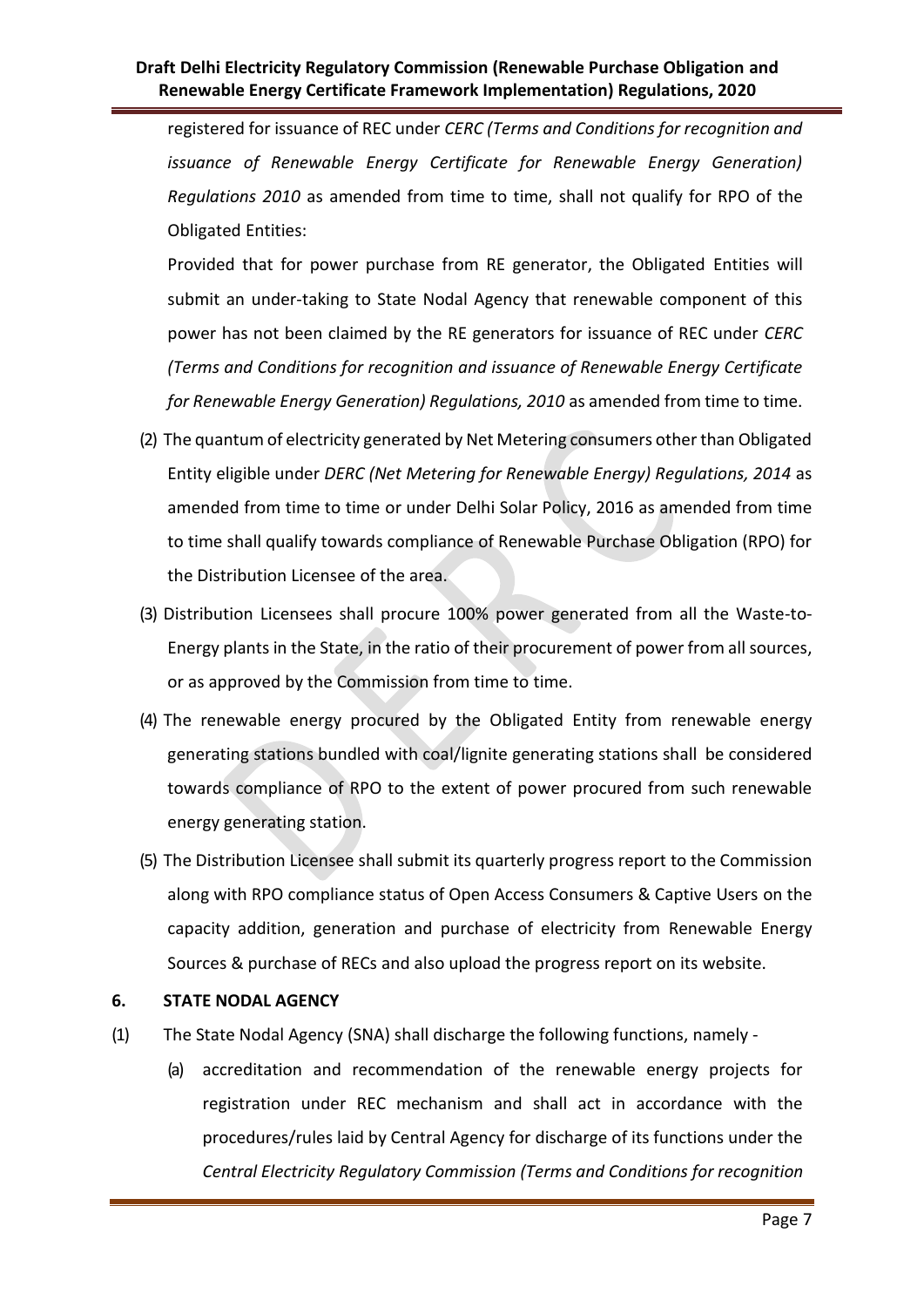registered for issuance of REC under *CERC (Terms and Conditions for recognition and issuance of Renewable Energy Certificate for Renewable Energy Generation) Regulations 2010* as amended from time to time, shall not qualify for RPO of the Obligated Entities:

Provided that for power purchase from RE generator, the Obligated Entities will submit an under-taking to State Nodal Agency that renewable component of this power has not been claimed by the RE generators for issuance of REC under *CERC (Terms and Conditions for recognition and issuance of Renewable Energy Certificate for Renewable Energy Generation) Regulations, 2010* as amended from time to time.

(2) The quantum of electricity generated by Net Metering consumers other than Obligated Entity eligible under *DERC (Net Metering for Renewable Energy) Regulations, 2014* as amended from time to time or under Delhi Solar Policy, 2016 as amended from time to time shall qualify towards compliance of Renewable Purchase Obligation (RPO) for the Distribution Licensee of the area.

(3) Distribution Licensees shall procure 100% power generated from all the Waste-to-Energy plants in the State, in the ratio of their procurement of power from all sources, or as approved by the Commission from time to time.

(4) The renewable energy procured by the Obligated Entity from renewable energy generating stations bundled with coal/lignite generating stations shall be considered towards compliance of RPO to the extent of power procured from such renewable energy generating station.

(5) The Distribution Licensee shall submit its quarterly progress report to the Commission along with RPO compliance status of Open Access Consumers & Captive Users on the capacity addition, generation and purchase of electricity from Renewable Energy Sources & purchase of RECs and also upload the progress report on its website.

## 6. STATE NODAL AGENCY

(1) The State Nodal Agency (SNA) shall discharge the following functions, namely -

(a) accreditation and recommendation of the renewable energy projects for registration under REC mechanism and shall act in accordance with the procedures/rules laid by Central Agency for discharge of its functions under the *Central Electricity Regulatory Commission (Terms and Conditions for recognition*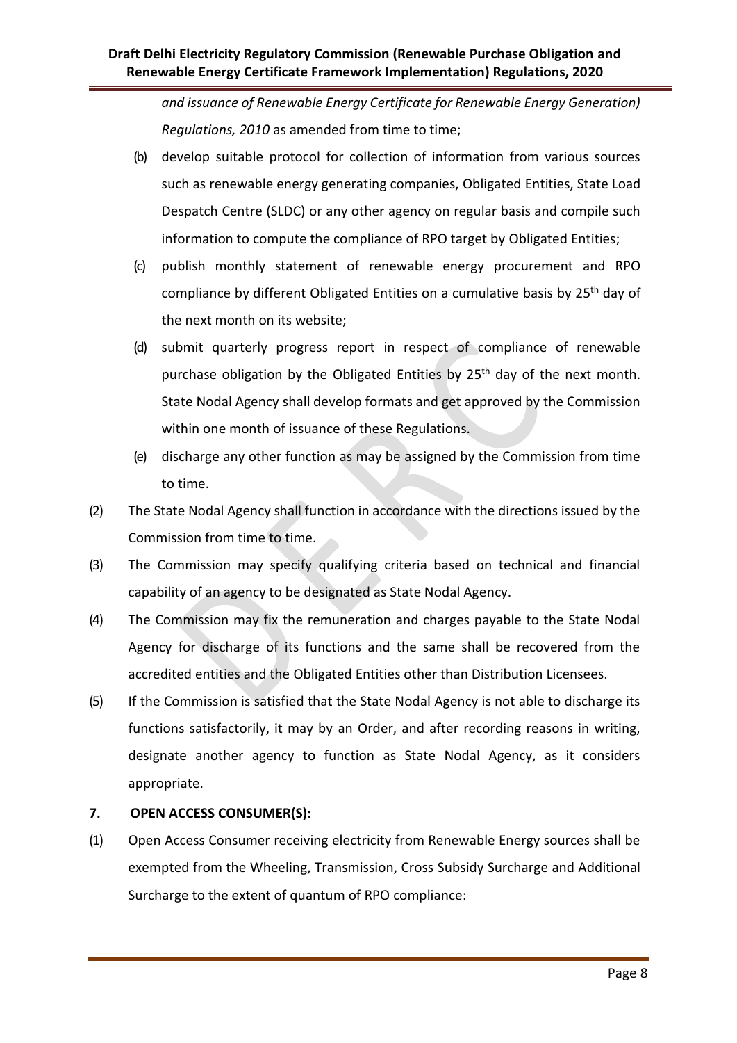*and issuance of Renewable Energy Certificate for Renewable Energy Generation) Regulations, 2010* as amended from time to time;

(b) develop suitable protocol for collection of information from various sources such as renewable energy generating companies, Obligated Entities, State Load Despatch Centre (SLDC) or any other agency on regular basis and compile such information to compute the compliance of RPO target by Obligated Entities;

(c) publish monthly statement of renewable energy procurement and RPO compliance by different Obligated Entities on a cumulative basis by 25th day of the next month on its website;

(d) submit quarterly progress report in respect of compliance of renewable purchase obligation by the Obligated Entities by 25th day of the next month. State Nodal Agency shall develop formats and get approved by the Commission within one month of issuance of these Regulations.

(e) discharge any other function as may be assigned by the Commission from time to time.

(2) The State Nodal Agency shall function in accordance with the directions issued by the Commission from time to time.

(3) The Commission may specify qualifying criteria based on technical and financial capability of an agency to be designated as State Nodal Agency.

(4) The Commission may fix the remuneration and charges payable to the State Nodal Agency for discharge of its functions and the same shall be recovered from the accredited entities and the Obligated Entities other than Distribution Licensees.

(5) If the Commission is satisfied that the State Nodal Agency is not able to discharge its functions satisfactorily, it may by an Order, and after recording reasons in writing, designate another agency to function as State Nodal Agency, as it considers appropriate.

**7. OPEN ACCESS CONSUMER(S):**

(1) Open Access Consumer receiving electricity from Renewable Energy sources shall be exempted from the Wheeling, Transmission, Cross Subsidy Surcharge and Additional Surcharge to the extent of quantum of RPO compliance: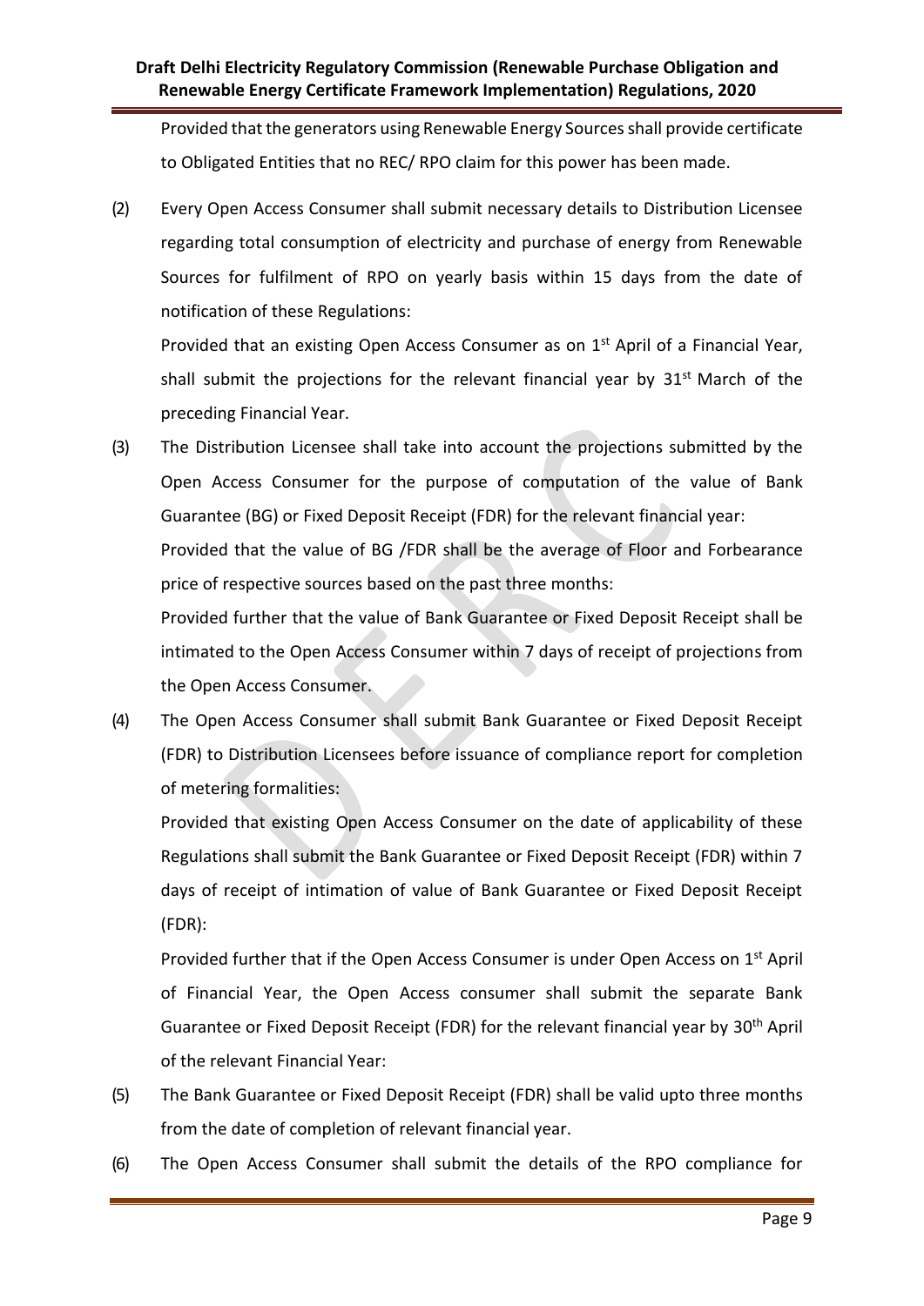Provided that the generators using Renewable Energy Sources shall provide certificate to Obligated Entities that no REC/ RPO claim for this power has been made.

(2) Every Open Access Consumer shall submit necessary details to Distribution Licensee regarding total consumption of electricity and purchase of energy from Renewable Sources for fulfilment of RPO on yearly basis within 15 days from the date of notification of these Regulations:

Provided that an existing Open Access Consumer as on 1st April of a Financial Year, shall submit the projections for the relevant financial year by 31st March of the preceding Financial Year.

(3) The Distribution Licensee shall take into account the projections submitted by the Open Access Consumer for the purpose of computation of the value of Bank Guarantee (BG) or Fixed Deposit Receipt (FDR) for the relevant financial year:

Provided that the value of BG /FDR shall be the average of Floor and Forbearance price of respective sources based on the past three months:

Provided further that the value of Bank Guarantee or Fixed Deposit Receipt shall be intimated to the Open Access Consumer within 7 days of receipt of projections from the Open Access Consumer.

(4) The Open Access Consumer shall submit Bank Guarantee or Fixed Deposit Receipt (FDR) to Distribution Licensees before issuance of compliance report for completion of metering formalities:

Provided that existing Open Access Consumer on the date of applicability of these Regulations shall submit the Bank Guarantee or Fixed Deposit Receipt (FDR) within 7 days of receipt of intimation of value of Bank Guarantee or Fixed Deposit Receipt (FDR):

Provided further that if the Open Access Consumer is under Open Access on 1st April of Financial Year, the Open Access consumer shall submit the separate Bank Guarantee or Fixed Deposit Receipt (FDR) for the relevant financial year by 30th April of the relevant Financial Year:

(5) The Bank Guarantee or Fixed Deposit Receipt (FDR) shall be valid upto three months from the date of completion of relevant financial year.

(6) The Open Access Consumer shall submit the details of the RPO compliance for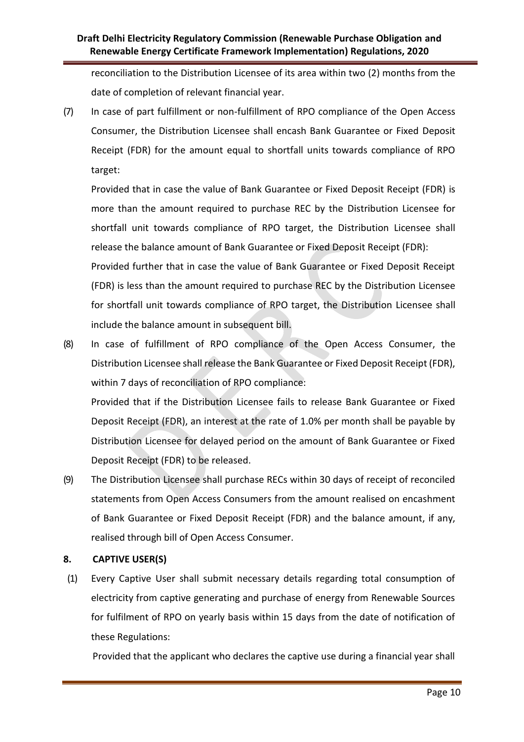reconciliation to the Distribution Licensee of its area within two (2) months from the date of completion of relevant financial year.

(7) In case of part fulfillment or non-fulfillment of RPO compliance of the Open Access Consumer, the Distribution Licensee shall encash Bank Guarantee or Fixed Deposit Receipt (FDR) for the amount equal to shortfall units towards compliance of RPO target:

Provided that in case the value of Bank Guarantee or Fixed Deposit Receipt (FDR) is more than the amount required to purchase REC by the Distribution Licensee for shortfall unit towards compliance of RPO target, the Distribution Licensee shall release the balance amount of Bank Guarantee or Fixed Deposit Receipt (FDR):

Provided further that in case the value of Bank Guarantee or Fixed Deposit Receipt (FDR) is less than the amount required to purchase REC by the Distribution Licensee for shortfall unit towards compliance of RPO target, the Distribution Licensee shall include the balance amount in subsequent bill.

(8) In case of fulfillment of RPO compliance of the Open Access Consumer, the Distribution Licensee shall release the Bank Guarantee or Fixed Deposit Receipt (FDR), within 7 days of reconciliation of RPO compliance:

Provided that if the Distribution Licensee fails to release Bank Guarantee or Fixed Deposit Receipt (FDR), an interest at the rate of 1.0% per month shall be payable by Distribution Licensee for delayed period on the amount of Bank Guarantee or Fixed Deposit Receipt (FDR) to be released.

(9) The Distribution Licensee shall purchase RECs within 30 days of receipt of reconciled statements from Open Access Consumers from the amount realised on encashment of Bank Guarantee or Fixed Deposit Receipt (FDR) and the balance amount, if any, realised through bill of Open Access Consumer.

**8. CAPTIVE USER(S)**

(1) Every Captive User shall submit necessary details regarding total consumption of electricity from captive generating and purchase of energy from Renewable Sources for fulfilment of RPO on yearly basis within 15 days from the date of notification of these Regulations:

Provided that the applicant who declares the captive use during a financial year shall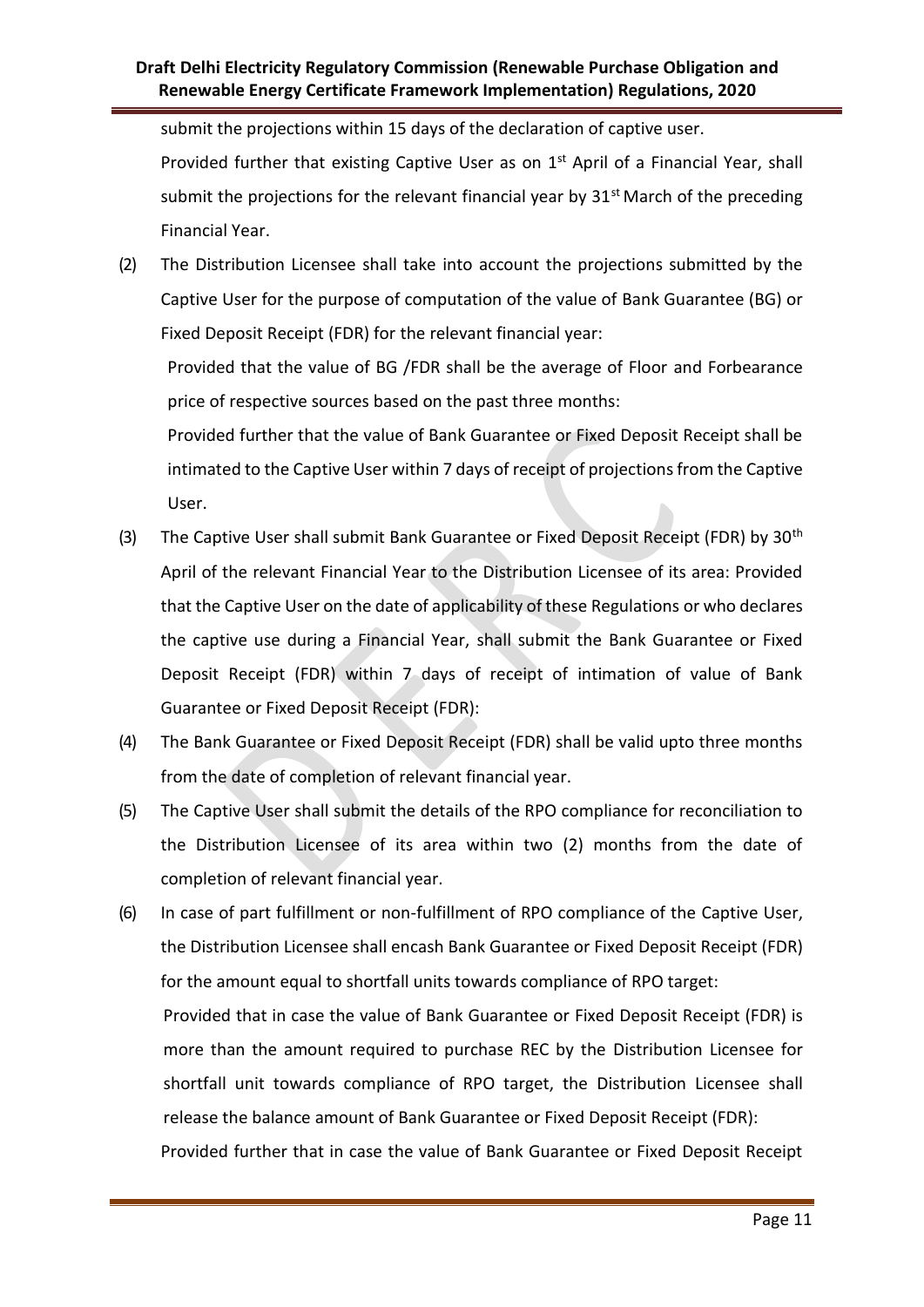submit the projections within 15 days of the declaration of captive user.

Provided further that existing Captive User as on 1st April of a Financial Year, shall submit the projections for the relevant financial year by 31st March of the preceding Financial Year.

(2) The Distribution Licensee shall take into account the projections submitted by the Captive User for the purpose of computation of the value of Bank Guarantee (BG) or Fixed Deposit Receipt (FDR) for the relevant financial year:

Provided that the value of BG /FDR shall be the average of Floor and Forbearance price of respective sources based on the past three months:

Provided further that the value of Bank Guarantee or Fixed Deposit Receipt shall be intimated to the Captive User within 7 days of receipt of projections from the Captive User.

(3) The Captive User shall submit Bank Guarantee or Fixed Deposit Receipt (FDR) by 30th April of the relevant Financial Year to the Distribution Licensee of its area: Provided that the Captive User on the date of applicability of these Regulations or who declares the captive use during a Financial Year, shall submit the Bank Guarantee or Fixed Deposit Receipt (FDR) within 7 days of receipt of intimation of value of Bank Guarantee or Fixed Deposit Receipt (FDR):

(4) The Bank Guarantee or Fixed Deposit Receipt (FDR) shall be valid upto three months from the date of completion of relevant financial year.

(5) The Captive User shall submit the details of the RPO compliance for reconciliation to the Distribution Licensee of its area within two (2) months from the date of completion of relevant financial year.

(6) In case of part fulfillment or non-fulfillment of RPO compliance of the Captive User, the Distribution Licensee shall encash Bank Guarantee or Fixed Deposit Receipt (FDR) for the amount equal to shortfall units towards compliance of RPO target:

Provided that in case the value of Bank Guarantee or Fixed Deposit Receipt (FDR) is more than the amount required to purchase REC by the Distribution Licensee for shortfall unit towards compliance of RPO target, the Distribution Licensee shall release the balance amount of Bank Guarantee or Fixed Deposit Receipt (FDR):

Provided further that in case the value of Bank Guarantee or Fixed Deposit Receipt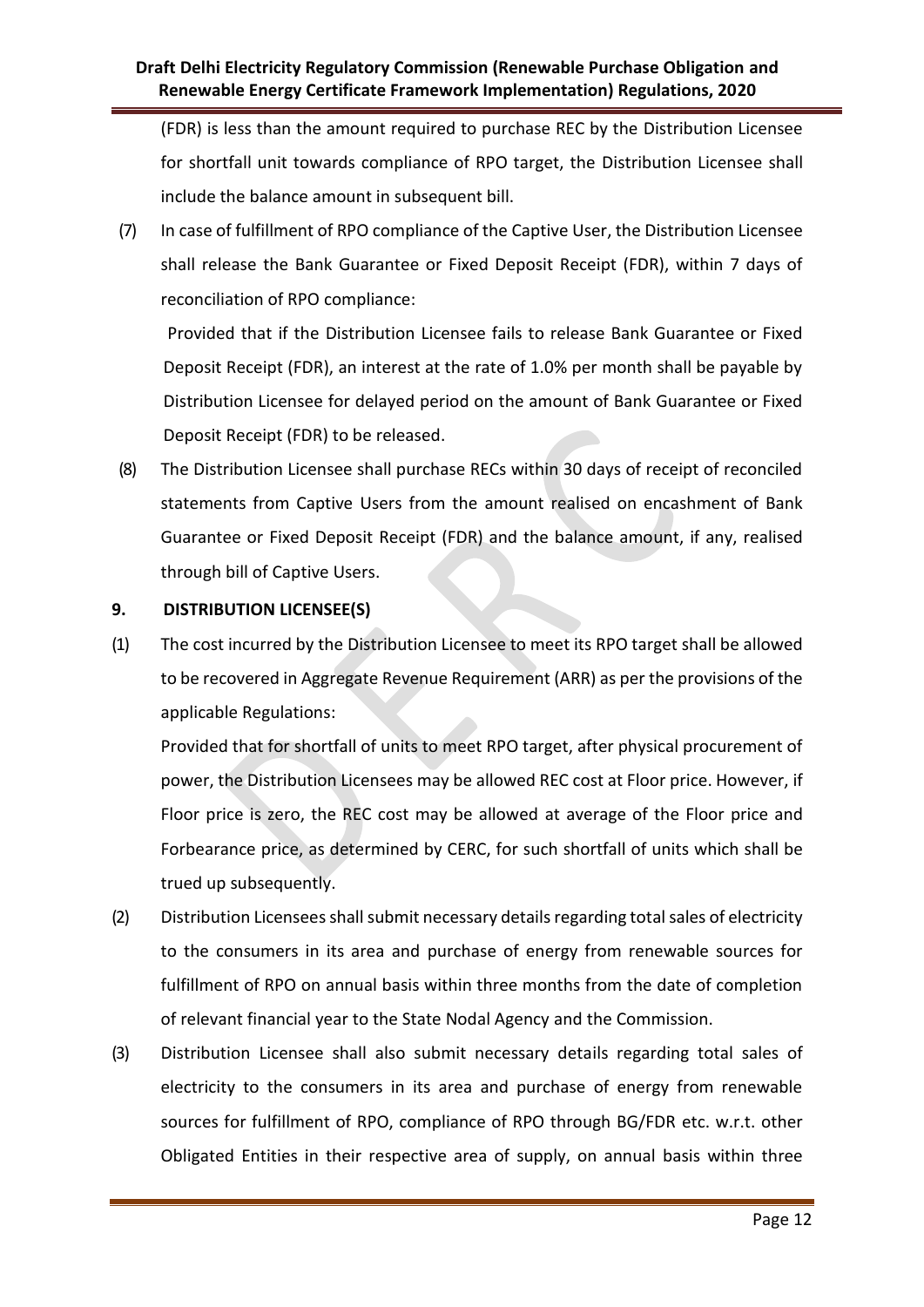(FDR) is less than the amount required to purchase REC by the Distribution Licensee for shortfall unit towards compliance of RPO target, the Distribution Licensee shall include the balance amount in subsequent bill.

(7) In case of fulfillment of RPO compliance of the Captive User, the Distribution Licensee shall release the Bank Guarantee or Fixed Deposit Receipt (FDR), within 7 days of reconciliation of RPO compliance:

Provided that if the Distribution Licensee fails to release Bank Guarantee or Fixed Deposit Receipt (FDR), an interest at the rate of 1.0% per month shall be payable by Distribution Licensee for delayed period on the amount of Bank Guarantee or Fixed Deposit Receipt (FDR) to be released.

(8) The Distribution Licensee shall purchase RECs within 30 days of receipt of reconciled statements from Captive Users from the amount realised on encashment of Bank Guarantee or Fixed Deposit Receipt (FDR) and the balance amount, if any, realised through bill of Captive Users.

## 9. DISTRIBUTION LICENSEE(S)

(1) The cost incurred by the Distribution Licensee to meet its RPO target shall be allowed to be recovered in Aggregate Revenue Requirement (ARR) as per the provisions of the applicable Regulations:

Provided that for shortfall of units to meet RPO target, after physical procurement of power, the Distribution Licensees may be allowed REC cost at Floor price. However, if Floor price is zero, the REC cost may be allowed at average of the Floor price and Forbearance price, as determined by CERC, for such shortfall of units which shall be trued up subsequently.

(2) Distribution Licensees shall submit necessary details regarding total sales of electricity to the consumers in its area and purchase of energy from renewable sources for fulfillment of RPO on annual basis within three months from the date of completion of relevant financial year to the State Nodal Agency and the Commission.

(3) Distribution Licensee shall also submit necessary details regarding total sales of electricity to the consumers in its area and purchase of energy from renewable sources for fulfillment of RPO, compliance of RPO through BG/FDR etc. w.r.t. other Obligated Entities in their respective area of supply, on annual basis within three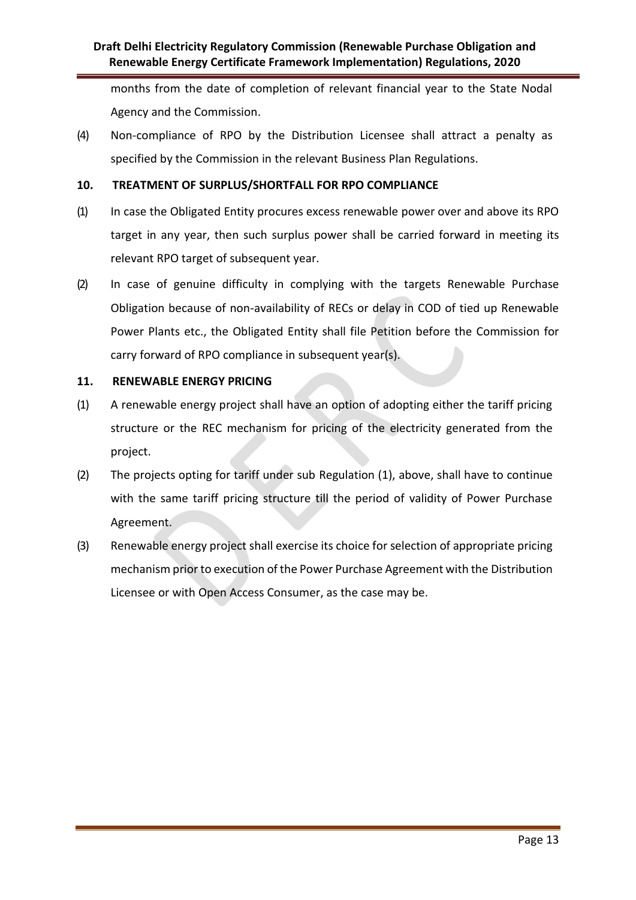months from the date of completion of relevant financial year to the State Nodal Agency and the Commission.

(4) Non-compliance of RPO by the Distribution Licensee shall attract a penalty as specified by the Commission in the relevant Business Plan Regulations.

**10. TREATMENT OF SURPLUS/SHORTFALL FOR RPO COMPLIANCE**

(1) In case the Obligated Entity procures excess renewable power over and above its RPO target in any year, then such surplus power shall be carried forward in meeting its relevant RPO target of subsequent year.

(2) In case of genuine difficulty in complying with the targets Renewable Purchase Obligation because of non-availability of RECs or delay in COD of tied up Renewable Power Plants etc., the Obligated Entity shall file Petition before the Commission for carry forward of RPO compliance in subsequent year(s).

**11. RENEWABLE ENERGY PRICING**

(1) A renewable energy project shall have an option of adopting either the tariff pricing structure or the REC mechanism for pricing of the electricity generated from the project.

(2) The projects opting for tariff under sub Regulation (1), above, shall have to continue with the same tariff pricing structure till the period of validity of Power Purchase Agreement.

(3) Renewable energy project shall exercise its choice for selection of appropriate pricing mechanism prior to execution of the Power Purchase Agreement with the Distribution Licensee or with Open Access Consumer, as the case may be.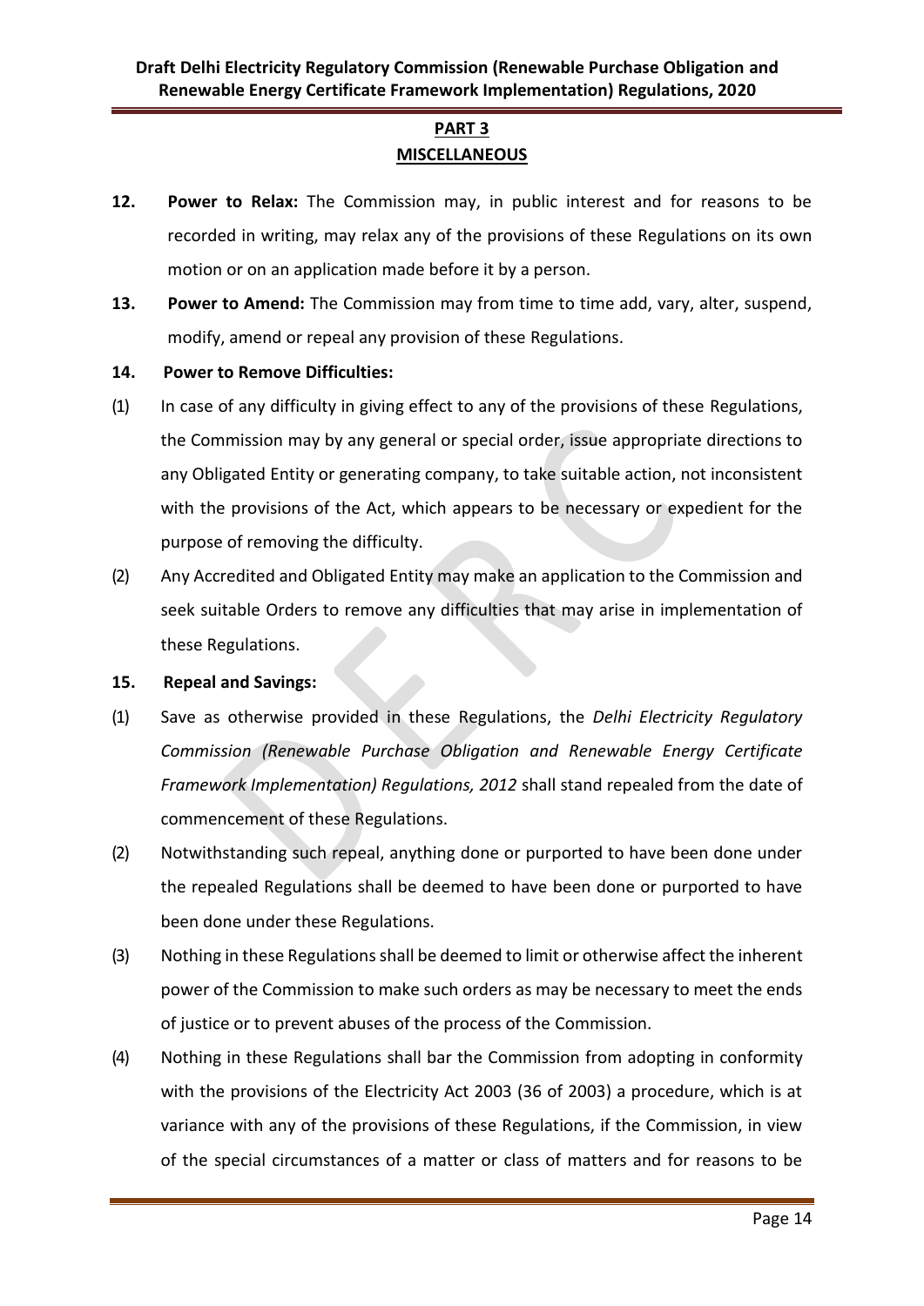## PART 3
## MISCELLANEOUS

**12. Power to Relax:** The Commission may, in public interest and for reasons to be recorded in writing, may relax any of the provisions of these Regulations on its own motion or on an application made before it by a person.

**13. Power to Amend:** The Commission may from time to time add, vary, alter, suspend, modify, amend or repeal any provision of these Regulations.

**14. Power to Remove Difficulties:**

(1) In case of any difficulty in giving effect to any of the provisions of these Regulations, the Commission may by any general or special order, issue appropriate directions to any Obligated Entity or generating company, to take suitable action, not inconsistent with the provisions of the Act, which appears to be necessary or expedient for the purpose of removing the difficulty.

(2) Any Accredited and Obligated Entity may make an application to the Commission and seek suitable Orders to remove any difficulties that may arise in implementation of these Regulations.

**15. Repeal and Savings:**

(1) Save as otherwise provided in these Regulations, the *Delhi Electricity Regulatory Commission (Renewable Purchase Obligation and Renewable Energy Certificate Framework Implementation) Regulations, 2012* shall stand repealed from the date of commencement of these Regulations.

(2) Notwithstanding such repeal, anything done or purported to have been done under the repealed Regulations shall be deemed to have been done or purported to have been done under these Regulations.

(3) Nothing in these Regulations shall be deemed to limit or otherwise affect the inherent power of the Commission to make such orders as may be necessary to meet the ends of justice or to prevent abuses of the process of the Commission.

(4) Nothing in these Regulations shall bar the Commission from adopting in conformity with the provisions of the Electricity Act 2003 (36 of 2003) a procedure, which is at variance with any of the provisions of these Regulations, if the Commission, in view of the special circumstances of a matter or class of matters and for reasons to be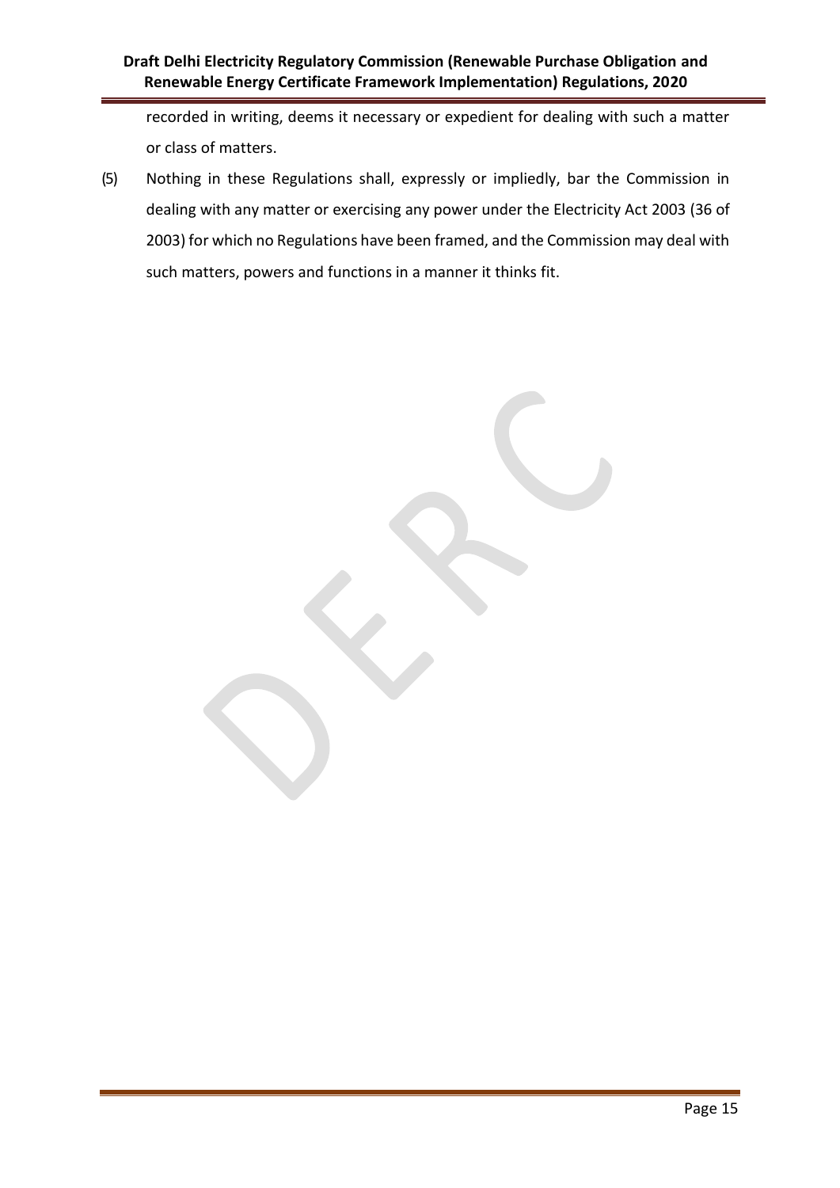recorded in writing, deems it necessary or expedient for dealing with such a matter or class of matters.

(5) Nothing in these Regulations shall, expressly or impliedly, bar the Commission in dealing with any matter or exercising any power under the Electricity Act 2003 (36 of 2003) for which no Regulations have been framed, and the Commission may deal with such matters, powers and functions in a manner it thinks fit.